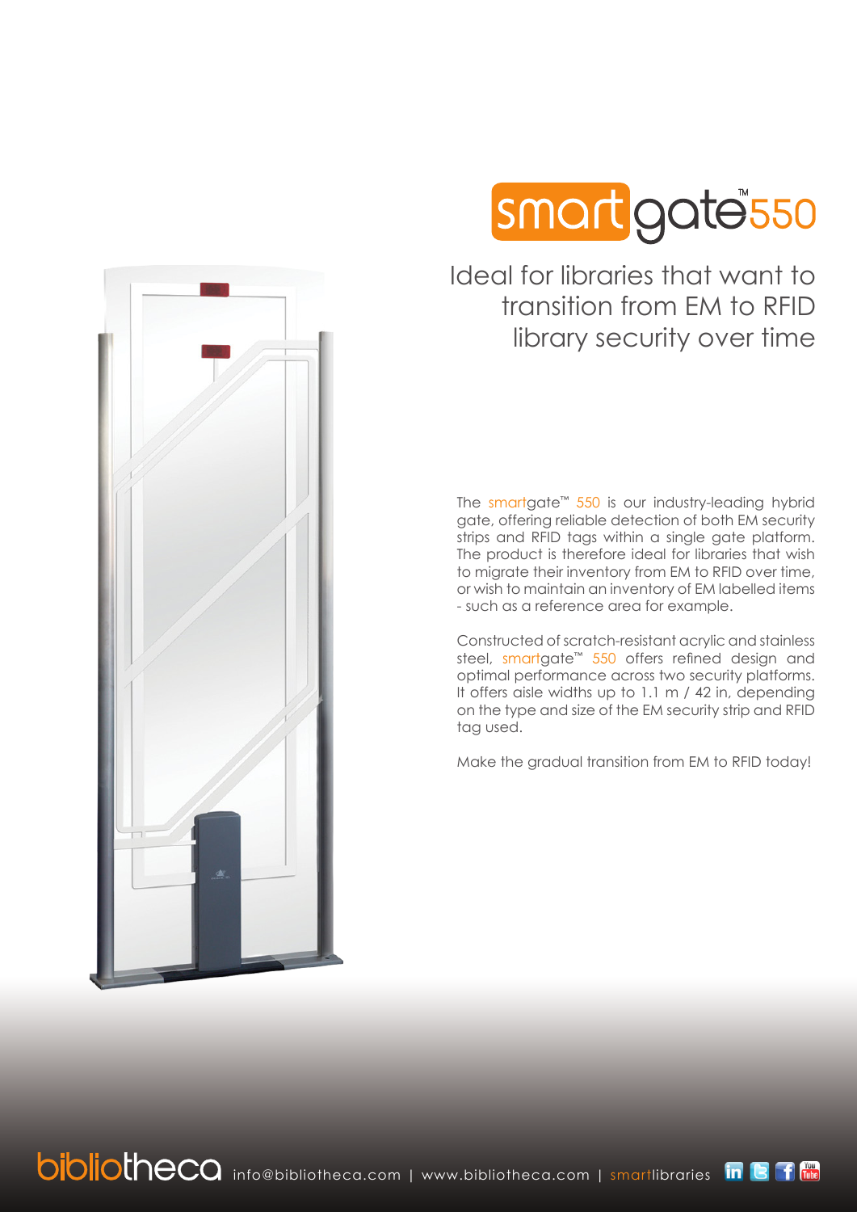# smartgate™ 550

## Ideal for libraries that want to transition from EM to RFID library security over time

The smartgate™ 550 is our industry-leading hybrid gate, offering reliable detection of both EM security strips and RFID tags within a single gate platform. The product is therefore ideal for libraries that wish to migrate their inventory from EM to RFID over time, or wish to maintain an inventory of EM labelled items - such as a reference area for example.

Constructed of scratch-resistant acrylic and stainless steel, smartgate™ 550 offers refined design and optimal performance across two security platforms. It offers aisle widths up to 1.1 m / 42 in, depending on the type and size of the EM security strip and RFID tag used.

Make the gradual transition from EM to RFID today!

bibliotheca info@bibliotheca.com | www.bibliotheca.com | smartlibraries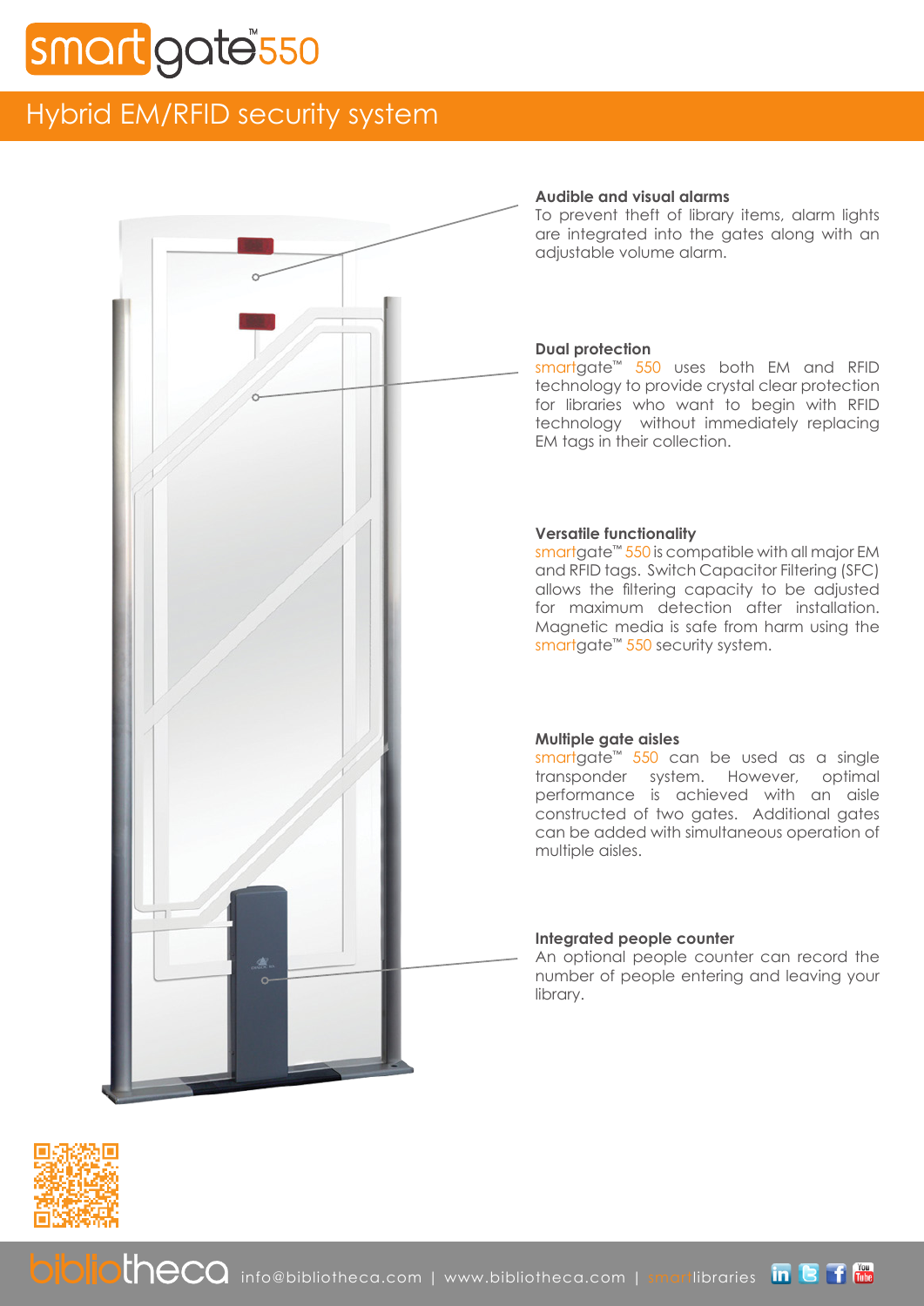# smartgate™550

## Hybrid EM/RFID security system

### Audible and visual alarms

To prevent theft of library items, alarm lights are integrated into the gates along with an adjustable volume alarm.

### Dual protection

smartgate™ 550 uses both EM and RFID technology to provide crystal clear protection for libraries who want to begin with RFID technology without immediately replacing EM tags in their collection.

### Versatile functionality

smartgate™ 550 is compatible with all major EM and RFID tags. Switch Capacitor Filtering (SFC) allows the filtering capacity to be adjusted for maximum detection after installation. Magnetic media is safe from harm using the smartgate™ 550 security system.

### Multiple gate aisles

smartgate™ 550 can be used as a single transponder system. However, optimal performance is achieved with an aisle constructed of two gates. Additional gates can be added with simultaneous operation of multiple aisles.

### Integrated people counter

An optional people counter can record the number of people entering and leaving your library.

bibliotheca info@bibliotheca.com | www.bibliotheca.com | smartlibraries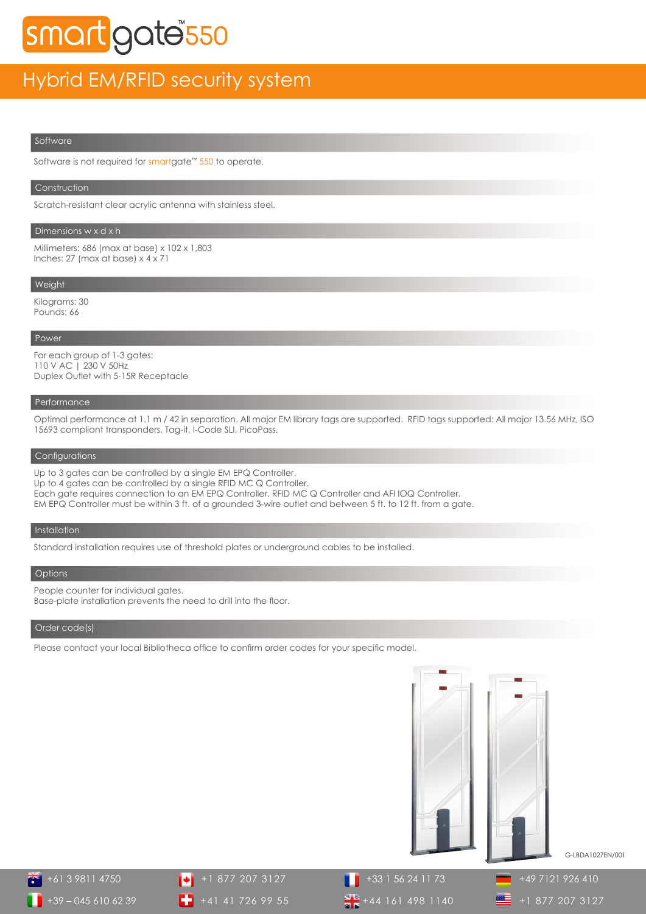# smartgate™550

## Hybrid EM/RFID security system

### Software

Software is not required for smartgate™ 550 to operate.

### Construction

Scratch-resistant clear acrylic antenna with stainless steel.

### Dimensions w x d x h

Millimeters: 686 (max at base) x 102 x 1,803
Inches: 27 (max at base) x 4 x 71

### Weight

Kilograms: 30
Pounds: 66

### Power

For each group of 1-3 gates:
110 V AC | 230 V 50Hz
Duplex Outlet with 5-15R Receptacle

### Performance

Optimal performance at 1.1 m / 42 in separation. All major EM library tags are supported. RFID tags supported: All major 13.56 MHz, ISO 15693 compliant transponders, Tag-it, I-Code SLI, PicoPass.

### Configurations

Up to 3 gates can be controlled by a single EM EPQ Controller.
Up to 4 gates can be controlled by a single RFID MC Q Controller.
Each gate requires connection to an EM EPQ Controller, RFID MC Q Controller and AFI IOQ Controller.
EM EPQ Controller must be within 3 ft. of a grounded 3-wire outlet and between 5 ft. to 12 ft. from a gate.

### Installation

Standard installation requires use of threshold plates or underground cables to be installed.

### Options

People counter for individual gates.
Base-plate installation prevents the need to drill into the floor.

### Order code(s)

Please contact your local Bibliotheca office to confirm order codes for your specific model.

G-LBDA1027EN/001

+61 3 9811 4750 | +1 877 207 3127 | +33 1 56 24 11 73 | +49 7121 926 410
+39 – 045 610 62 39 | +41 41 726 99 55 | +44 161 498 1140 | +1 877 207 3127